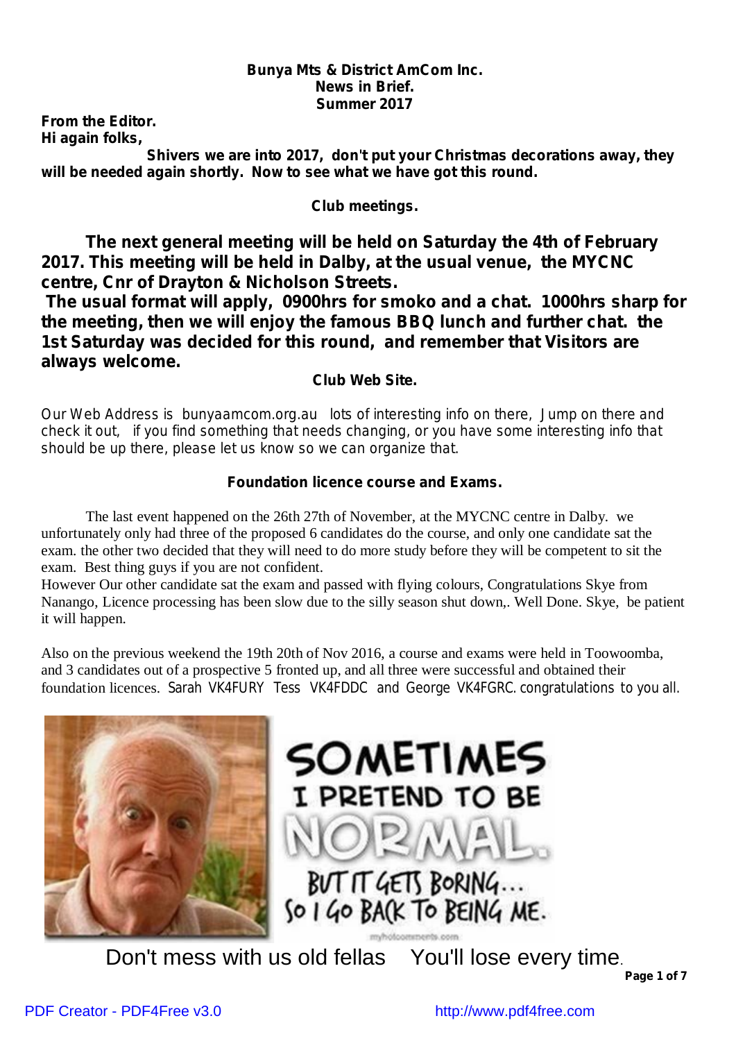**Bunya Mts & District AmCom Inc.**
**News in Brief.**
**Summer 2017**

**From the Editor.**
**Hi again folks,**

**Shivers we are into 2017, don't put your Christmas decorations away, they will be needed again shortly. Now to see what we have got this round.**

## Club meetings.

**The next general meeting will be held on Saturday the 4th of February 2017. This meeting will be held in Dalby, at the usual venue, the MYCNC centre, Cnr of Drayton & Nicholson Streets.**
**The usual format will apply, 0900hrs for smoko and a chat. 1000hrs sharp for the meeting, then we will enjoy the famous BBQ lunch and further chat. the 1st Saturday was decided for this round, and remember that Visitors are always welcome.**

## Club Web Site.

Our Web Address is bunyaamcom.org.au lots of interesting info on there, Jump on there and check it out, if you find something that needs changing, or you have some interesting info that should be up there, please let us know so we can organize that.

## Foundation licence course and Exams.

The last event happened on the 26th 27th of November, at the MYCNC centre in Dalby. we unfortunately only had three of the proposed 6 candidates do the course, and only one candidate sat the exam. the other two decided that they will need to do more study before they will be competent to sit the exam. Best thing guys if you are not confident.
However Our other candidate sat the exam and passed with flying colours, Congratulations Skye from Nanango, Licence processing has been slow due to the silly season shut down,. Well Done. Skye, be patient it will happen.

Also on the previous weekend the 19th 20th of Nov 2016, a course and exams were held in Toowoomba, and 3 candidates out of a prospective 5 fronted up, and all three were successful and obtained their foundation licences. Sarah VK4FURY Tess VK4FDDC and George VK4FGRC. congratulations to you all.

Don't mess with us old fellas You'll lose every time.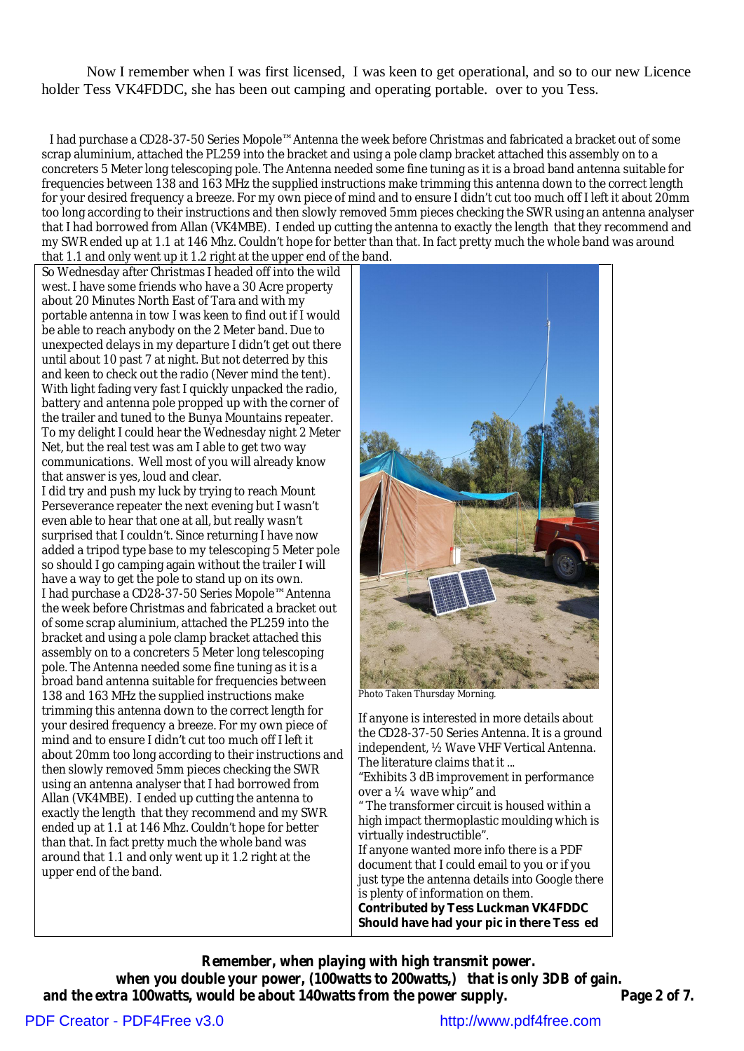Now I remember when I was first licensed, I was keen to get operational, and so to our new Licence holder Tess VK4FDDC, she has been out camping and operating portable. over to you Tess.

I had purchase a CD28-37-50 Series Mopole™ Antenna the week before Christmas and fabricated a bracket out of some scrap aluminium, attached the PL259 into the bracket and using a pole clamp bracket attached this assembly on to a concreters 5 Meter long telescoping pole. The Antenna needed some fine tuning as it is a broad band antenna suitable for frequencies between 138 and 163 MHz the supplied instructions make trimming this antenna down to the correct length for your desired frequency a breeze. For my own piece of mind and to ensure I didn't cut too much off I left it about 20mm too long according to their instructions and then slowly removed 5mm pieces checking the SWR using an antenna analyser that I had borrowed from Allan (VK4MBE). I ended up cutting the antenna to exactly the length that they recommend and my SWR ended up at 1.1 at 146 Mhz. Couldn't hope for better than that. In fact pretty much the whole band was around that 1.1 and only went up it 1.2 right at the upper end of the band.

So Wednesday after Christmas I headed off into the wild west. I have some friends who have a 30 Acre property about 20 Minutes North East of Tara and with my portable antenna in tow I was keen to find out if I would be able to reach anybody on the 2 Meter band. Due to unexpected delays in my departure I didn't get out there until about 10 past 7 at night. But not deterred by this and keen to check out the radio (Never mind the tent). With light fading very fast I quickly unpacked the radio, battery and antenna pole propped up with the corner of the trailer and tuned to the Bunya Mountains repeater. To my delight I could hear the Wednesday night 2 Meter Net, but the real test was am I able to get two way communications. Well most of you will already know that answer is yes, loud and clear.

I did try and push my luck by trying to reach Mount Perseverance repeater the next evening but I wasn't even able to hear that one at all, but really wasn't surprised that I couldn't. Since returning I have now added a tripod type base to my telescoping 5 Meter pole so should I go camping again without the trailer I will have a way to get the pole to stand up on its own.

I had purchase a CD28-37-50 Series Mopole™ Antenna the week before Christmas and fabricated a bracket out of some scrap aluminium, attached the PL259 into the bracket and using a pole clamp bracket attached this assembly on to a concreters 5 Meter long telescoping pole. The Antenna needed some fine tuning as it is a broad band antenna suitable for frequencies between 138 and 163 MHz the supplied instructions make trimming this antenna down to the correct length for your desired frequency a breeze. For my own piece of mind and to ensure I didn't cut too much off I left it about 20mm too long according to their instructions and then slowly removed 5mm pieces checking the SWR using an antenna analyser that I had borrowed from Allan (VK4MBE). I ended up cutting the antenna to exactly the length that they recommend and my SWR ended up at 1.1 at 146 Mhz. Couldn't hope for better than that. In fact pretty much the whole band was around that 1.1 and only went up it 1.2 right at the upper end of the band.

Photo Taken Thursday Morning.

If anyone is interested in more details about the CD28-37-50 Series Antenna. It is a ground independent, ½ Wave VHF Vertical Antenna. The literature claims that it …
"Exhibits 3 dB improvement in performance over a ¼ wave whip" and
" The transformer circuit is housed within a high impact thermoplastic moulding which is virtually indestructible".
If anyone wanted more info there is a PDF document that I could email to you or if you just type the antenna details into Google there is plenty of information on them.

**Contributed by Tess Luckman VK4FDDC**
**Should have had your pic in there Tess ed**

**Remember, when playing with high transmit power.**
**when you double your power, (100watts to 200watts,) that is only 3DB of gain.**
**and the extra 100watts, would be about 140watts from the power supply.**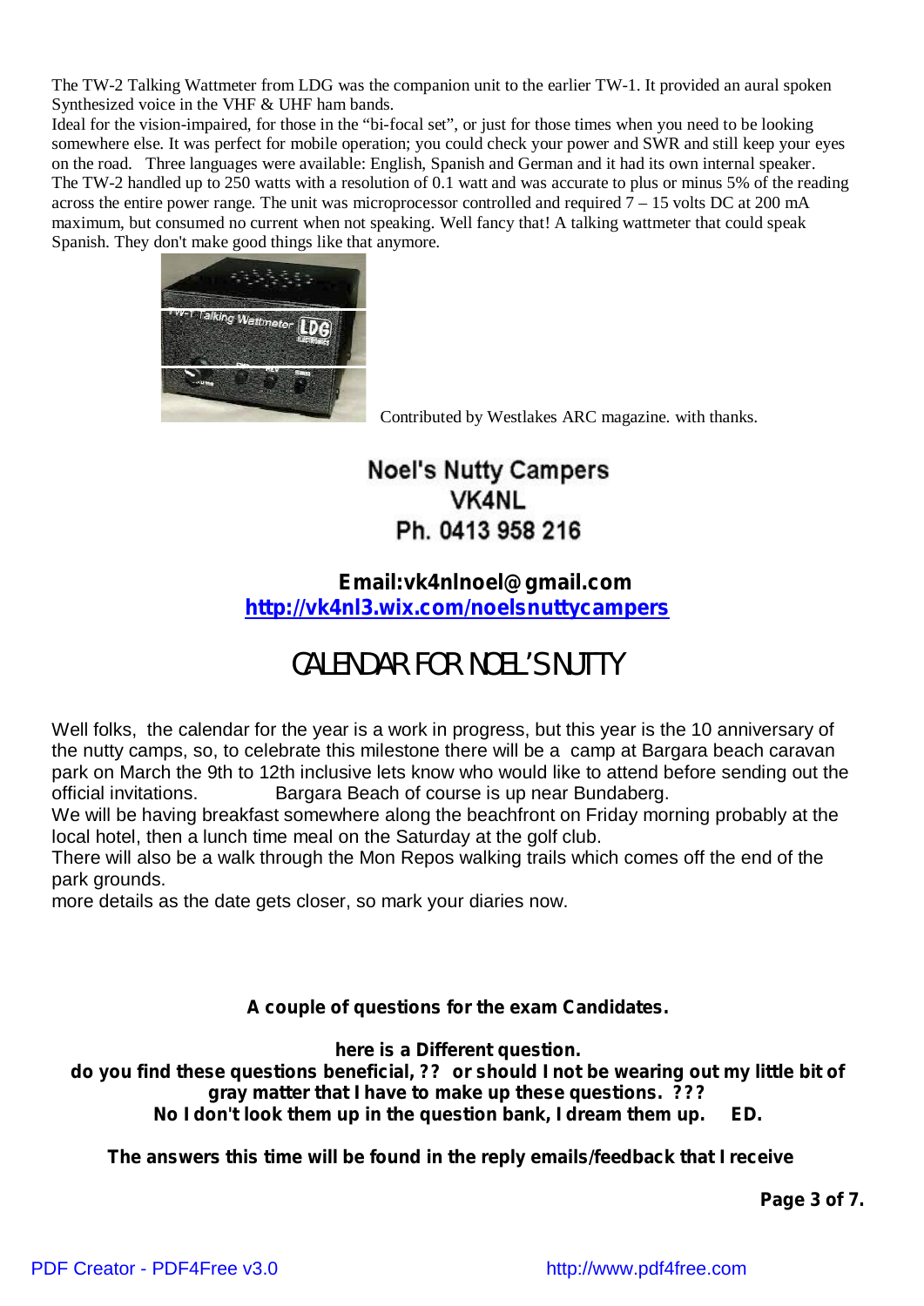The TW-2 Talking Wattmeter from LDG was the companion unit to the earlier TW-1. It provided an aural spoken Synthesized voice in the VHF & UHF ham bands.
Ideal for the vision-impaired, for those in the "bi-focal set", or just for those times when you need to be looking somewhere else. It was perfect for mobile operation; you could check your power and SWR and still keep your eyes on the road. Three languages were available: English, Spanish and German and it had its own internal speaker.
The TW-2 handled up to 250 watts with a resolution of 0.1 watt and was accurate to plus or minus 5% of the reading across the entire power range. The unit was microprocessor controlled and required 7 – 15 volts DC at 200 mA maximum, but consumed no current when not speaking. Well fancy that! A talking wattmeter that could speak Spanish. They don't make good things like that anymore.

Contributed by Westlakes ARC magazine. with thanks.

**Noel's Nutty Campers**
**VK4NL**
**Ph. 0413 958 216**

**Email:vk4nlnoel@gmail.com**
**http://vk4nl3.wix.com/noelsnuttycampers**

# CALENDAR FOR NOEL'S NUTTY

Well folks, the calendar for the year is a work in progress, but this year is the 10 anniversary of the nutty camps, so, to celebrate this milestone there will be a camp at Bargara beach caravan park on March the 9th to 12th inclusive lets know who would like to attend before sending out the official invitations. Bargara Beach of course is up near Bundaberg.
We will be having breakfast somewhere along the beachfront on Friday morning probably at the local hotel, then a lunch time meal on the Saturday at the golf club.
There will also be a walk through the Mon Repos walking trails which comes off the end of the park grounds.
more details as the date gets closer, so mark your diaries now.

**A couple of questions for the exam Candidates.**

**here is a Different question.**
**do you find these questions beneficial, ?? or should I not be wearing out my little bit of gray matter that I have to make up these questions. ???**
**No I don't look them up in the question bank, I dream them up. ED.**

**The answers this time will be found in the reply emails/feedback that I receive**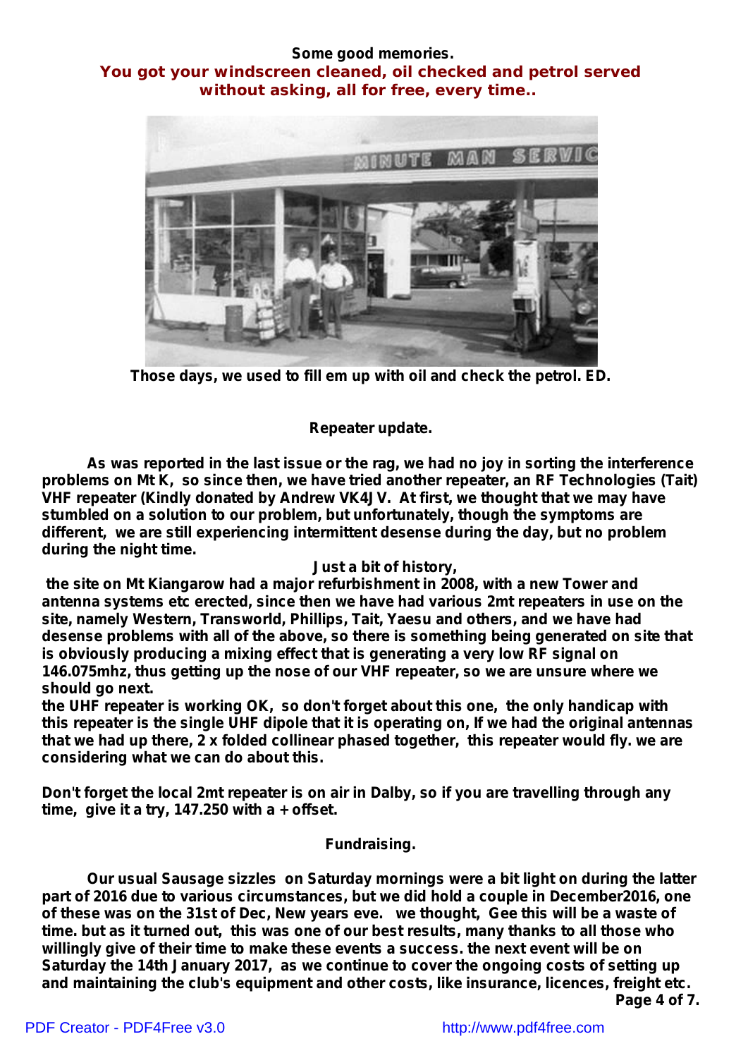**Some good memories.**

**You got your windscreen cleaned, oil checked and petrol served without asking, all for free, every time..**

**Those days, we used to fill em up with oil and check the petrol. ED.**

## Repeater update.

**As was reported in the last issue or the rag, we had no joy in sorting the interference problems on Mt K, so since then, we have tried another repeater, an RF Technologies (Tait) VHF repeater (Kindly donated by Andrew VK4JV. At first, we thought that we may have stumbled on a solution to our problem, but unfortunately, though the symptoms are different, we are still experiencing intermittent desense during the day, but no problem during the night time.**

**Just a bit of history,**

**the site on Mt Kiangarow had a major refurbishment in 2008, with a new Tower and antenna systems etc erected, since then we have had various 2mt repeaters in use on the site, namely Western, Transworld, Phillips, Tait, Yaesu and others, and we have had desense problems with all of the above, so there is something being generated on site that is obviously producing a mixing effect that is generating a very low RF signal on 146.075mhz, thus getting up the nose of our VHF repeater, so we are unsure where we should go next.**

**the UHF repeater is working OK, so don't forget about this one, the only handicap with this repeater is the single UHF dipole that it is operating on, If we had the original antennas that we had up there, 2 x folded collinear phased together, this repeater would fly. we are considering what we can do about this.**

**Don't forget the local 2mt repeater is on air in Dalby, so if you are travelling through any time, give it a try, 147.250 with a + offset.**

## Fundraising.

**Our usual Sausage sizzles on Saturday mornings were a bit light on during the latter part of 2016 due to various circumstances, but we did hold a couple in December2016, one of these was on the 31st of Dec, New years eve. we thought, Gee this will be a waste of time. but as it turned out, this was one of our best results, many thanks to all those who willingly give of their time to make these events a success. the next event will be on Saturday the 14th January 2017, as we continue to cover the ongoing costs of setting up and maintaining the club's equipment and other costs, like insurance, licences, freight etc.**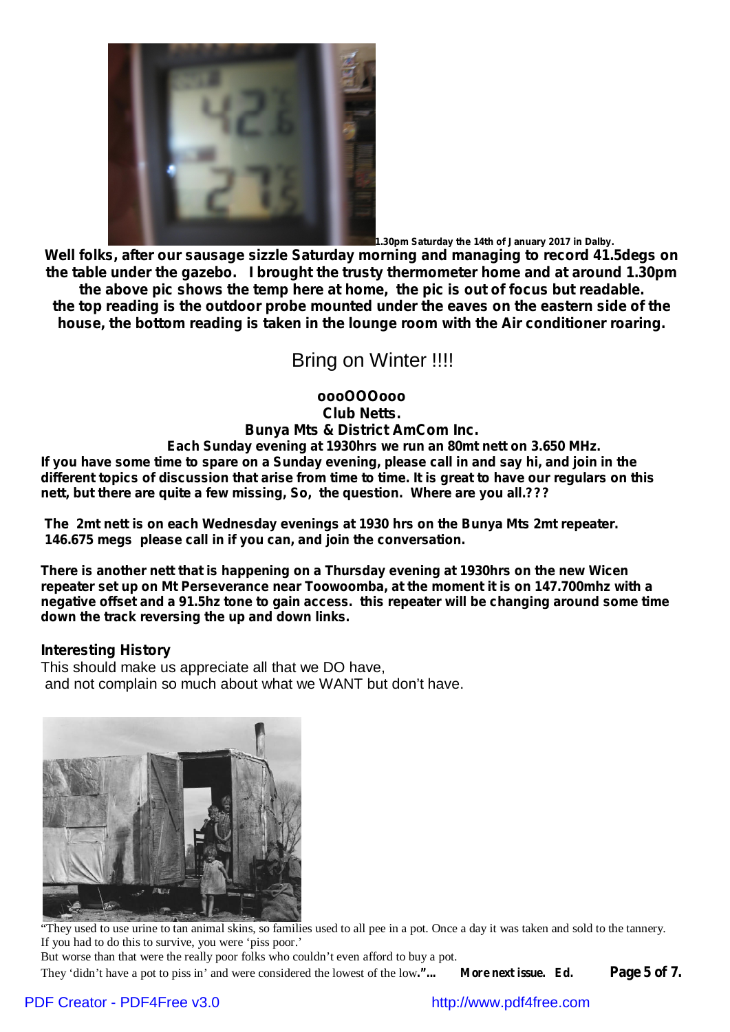1.30pm Saturday the 14th of January 2017 in Dalby.

**Well folks, after our sausage sizzle Saturday morning and managing to record 41.5degs on the table under the gazebo. I brought the trusty thermometer home and at around 1.30pm the above pic shows the temp here at home, the pic is out of focus but readable. the top reading is the outdoor probe mounted under the eaves on the eastern side of the house, the bottom reading is taken in the lounge room with the Air conditioner roaring.**

Bring on Winter !!!!

**oooOOOooo**

**Club Netts.**

**Bunya Mts & District AmCom Inc.**

**Each Sunday evening at 1930hrs we run an 80mt nett on 3.650 MHz.**

**If you have some time to spare on a Sunday evening, please call in and say hi, and join in the different topics of discussion that arise from time to time. It is great to have our regulars on this nett, but there are quite a few missing, So, the question. Where are you all.???**

**The 2mt nett is on each Wednesday evenings at 1930 hrs on the Bunya Mts 2mt repeater. 146.675 megs please call in if you can, and join the conversation.**

**There is another nett that is happening on a Thursday evening at 1930hrs on the new Wicen repeater set up on Mt Perseverance near Toowoomba, at the moment it is on 147.700mhz with a negative offset and a 91.5hz tone to gain access. this repeater will be changing around some time down the track reversing the up and down links.**

**Interesting History**

This should make us appreciate all that we DO have,
and not complain so much about what we WANT but don't have.

"They used to use urine to tan animal skins, so families used to all pee in a pot. Once a day it was taken and sold to the tannery. If you had to do this to survive, you were 'piss poor.'

But worse than that were the really poor folks who couldn't even afford to buy a pot.

They 'didn't have a pot to piss in' and were considered the lowest of the low."... **More next issue. Ed.**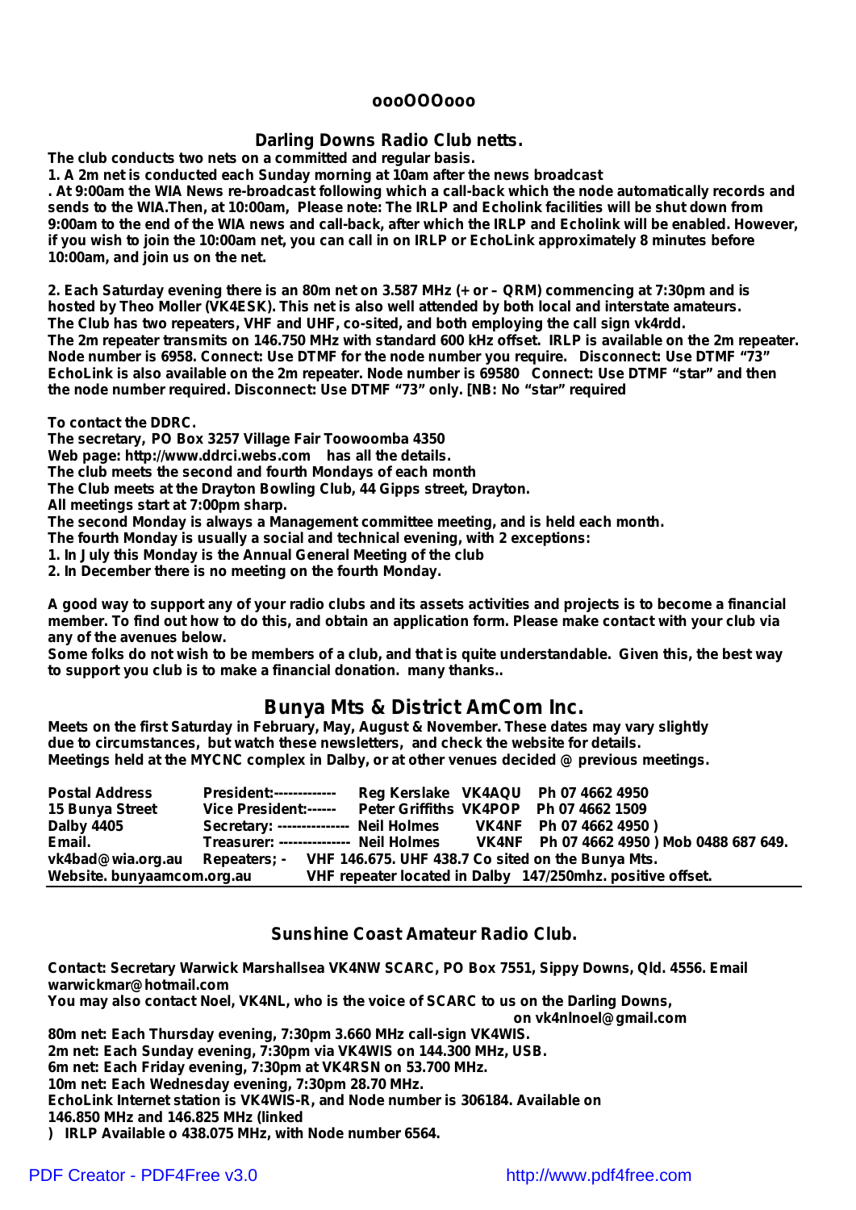**oooOOOooo**

## Darling Downs Radio Club netts.

**The club conducts two nets on a committed and regular basis.**

**1. A 2m net is conducted each Sunday morning at 10am after the news broadcast**

**. At 9:00am the WIA News re-broadcast following which a call-back which the node automatically records and sends to the WIA.Then, at 10:00am, Please note: The IRLP and Echolink facilities will be shut down from 9:00am to the end of the WIA news and call-back, after which the IRLP and Echolink will be enabled. However, if you wish to join the 10:00am net, you can call in on IRLP or EchoLink approximately 8 minutes before 10:00am, and join us on the net.**

**2. Each Saturday evening there is an 80m net on 3.587 MHz (+ or – QRM) commencing at 7:30pm and is hosted by Theo Moller (VK4ESK). This net is also well attended by both local and interstate amateurs.**
**The Club has two repeaters, VHF and UHF, co-sited, and both employing the call sign vk4rdd.**
**The 2m repeater transmits on 146.750 MHz with standard 600 kHz offset. IRLP is available on the 2m repeater. Node number is 6958. Connect: Use DTMF for the node number you require. Disconnect: Use DTMF "73"**
**EchoLink is also available on the 2m repeater. Node number is 69580 Connect: Use DTMF "star" and then the node number required. Disconnect: Use DTMF "73" only. [NB: No "star" required**

**To contact the DDRC.**
**The secretary, PO Box 3257 Village Fair Toowoomba 4350**
**Web page: http://www.ddrci.webs.com has all the details.**
**The club meets the second and fourth Mondays of each month**
**The Club meets at the Drayton Bowling Club, 44 Gipps street, Drayton.**
**All meetings start at 7:00pm sharp.**
**The second Monday is always a Management committee meeting, and is held each month.**
**The fourth Monday is usually a social and technical evening, with 2 exceptions:**
**1. In July this Monday is the Annual General Meeting of the club**
**2. In December there is no meeting on the fourth Monday.**

**A good way to support any of your radio clubs and its assets activities and projects is to become a financial member. To find out how to do this, and obtain an application form. Please make contact with your club via any of the avenues below.**
**Some folks do not wish to be members of a club, and that is quite understandable. Given this, the best way to support you club is to make a financial donation. many thanks..**

## Bunya Mts & District AmCom Inc.

**Meets on the first Saturday in February, May, August & November. These dates may vary slightly due to circumstances, but watch these newsletters, and check the website for details.**
**Meetings held at the MYCNC complex in Dalby, or at other venues decided @ previous meetings.**

| | | | | |
|---|---|---|---|---|
| **Postal Address** | **President:-------------** | **Reg Kerslake** | **VK4AQU** | **Ph 07 4662 4950** |
| **15 Bunya Street** | **Vice President:------** | **Peter Griffiths** | **VK4POP** | **Ph 07 4662 1509** |
| **Dalby 4405** | **Secretary: --------------** | **Neil Holmes** | **VK4NF** | **Ph 07 4662 4950 )** |
| **Email.** | **Treasurer: --------------** | **Neil Holmes** | **VK4NF** | **Ph 07 4662 4950 ) Mob 0488 687 649.** |
| **vk4bad@wia.org.au** | **Repeaters; -** | **VHF 146.675. UHF 438.7 Co sited on the Bunya Mts.** | | |
| **Website. bunyaamcom.org.au** | | **VHF repeater located in Dalby 147/250mhz. positive offset.** | | |

### Sunshine Coast Amateur Radio Club.

**Contact: Secretary Warwick Marshallsea VK4NW SCARC, PO Box 7551, Sippy Downs, Qld. 4556. Email warwickmar@hotmail.com**
**You may also contact Noel, VK4NL, who is the voice of SCARC to us on the Darling Downs, on vk4nlnoel@gmail.com**
**80m net: Each Thursday evening, 7:30pm 3.660 MHz call-sign VK4WIS.**
**2m net: Each Sunday evening, 7:30pm via VK4WIS on 144.300 MHz, USB.**
**6m net: Each Friday evening, 7:30pm at VK4RSN on 53.700 MHz.**
**10m net: Each Wednesday evening, 7:30pm 28.70 MHz.**
**EchoLink Internet station is VK4WIS-R, and Node number is 306184. Available on 146.850 MHz and 146.825 MHz (linked**
**) IRLP Available o 438.075 MHz, with Node number 6564.**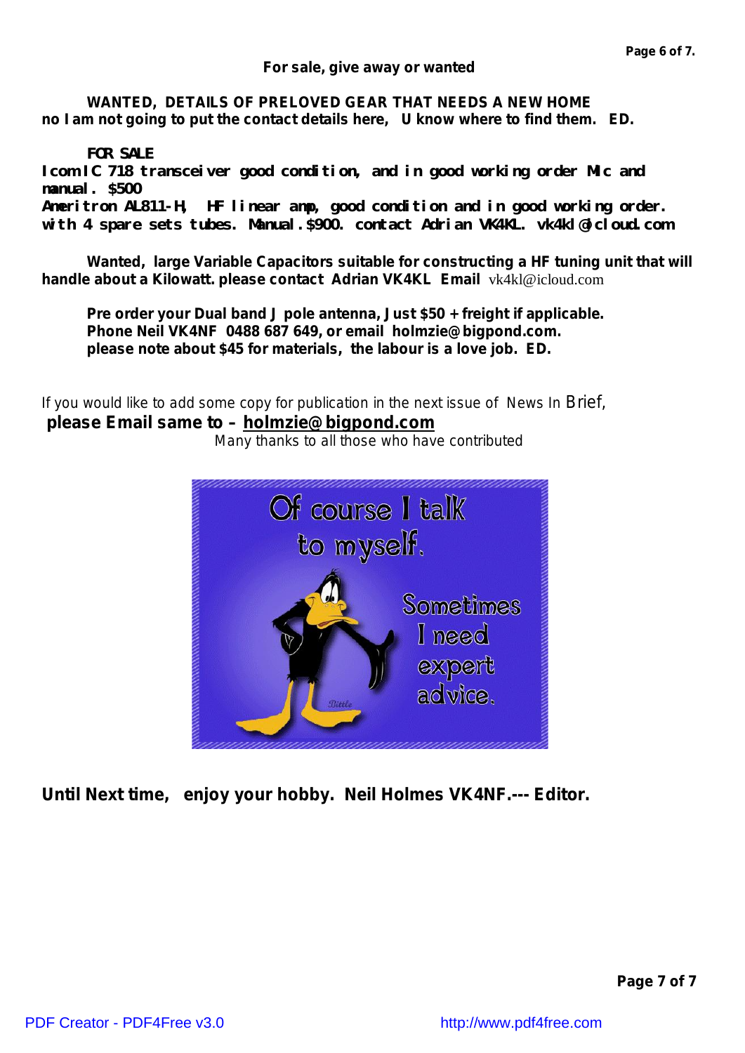**For sale, give away or wanted**

**WANTED, DETAILS OF PRELOVED GEAR THAT NEEDS A NEW HOME**
**no I am not going to put the contact details here, U know where to find them. ED.**

**FOR SALE**
**Icom IC 718 transceiver good condition, and in good working order Mic and manual. $500**
**Ameritron AL811-H, HF linear amp, good condition and in good working order. with 4 spare sets tubes. Manual.$900. contact Adrian VK4KL. vk4kl@icloud.com**

**Wanted, large Variable Capacitors suitable for constructing a HF tuning unit that will handle about a Kilowatt. please contact Adrian VK4KL Email** vk4kl@icloud.com

**Pre order your Dual band J pole antenna, Just $50 + freight if applicable.**
**Phone Neil VK4NF 0488 687 649, or email holmzie@bigpond.com.**
**please note about $45 for materials, the labour is a love job. ED.**

If you would like to add some copy for publication in the next issue of News In Brief,
**please Email same to – holmzie@bigpond.com**
Many thanks to all those who have contributed

**Until Next time, enjoy your hobby. Neil Holmes VK4NF.--- Editor.**